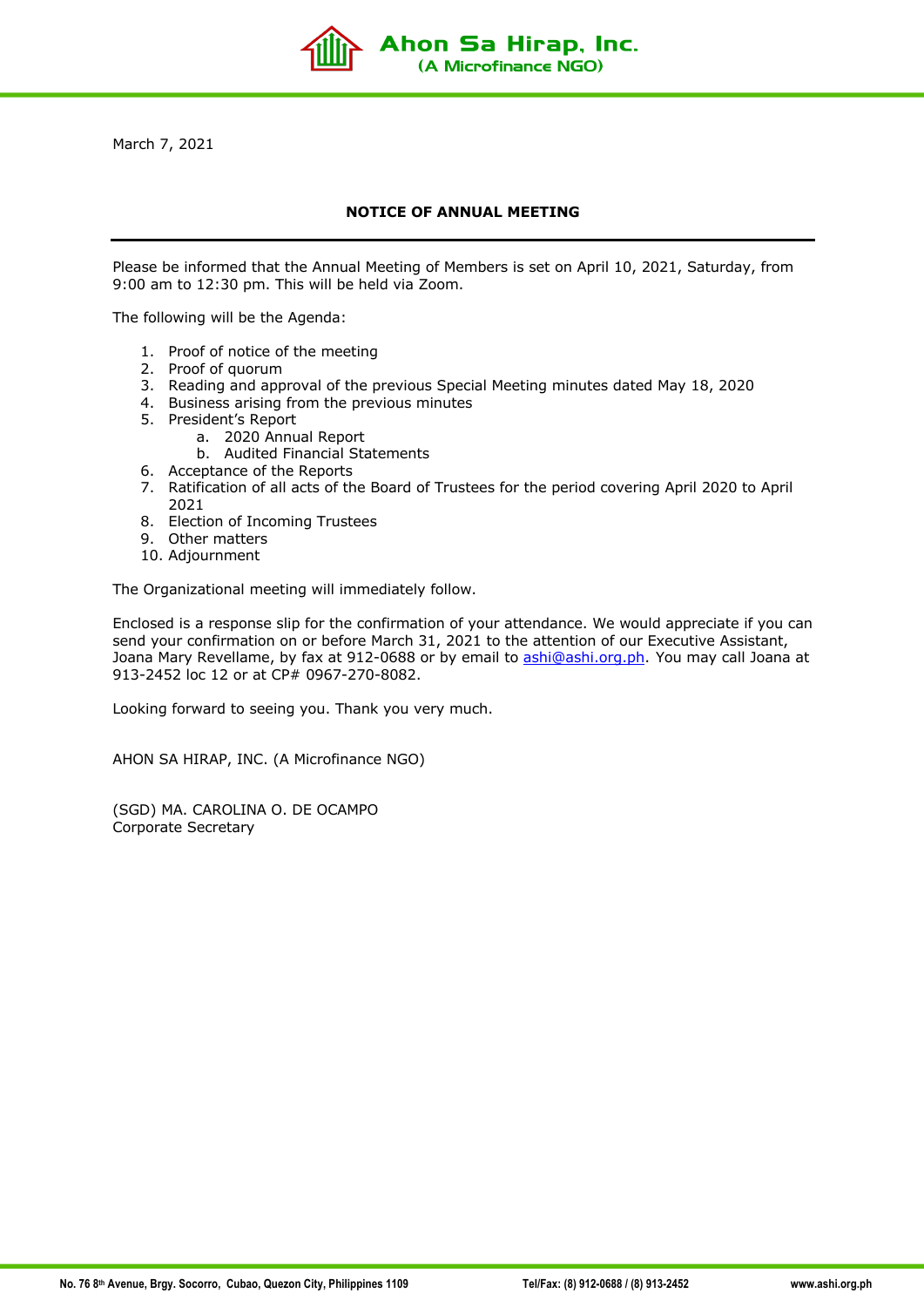Ahon Sa Hirap, Inc.
(A Microfinance NGO)

March 7, 2021

## NOTICE OF ANNUAL MEETING

Please be informed that the Annual Meeting of Members is set on April 10, 2021, Saturday, from 9:00 am to 12:30 pm. This will be held via Zoom.

The following will be the Agenda:

1. Proof of notice of the meeting
2. Proof of quorum
3. Reading and approval of the previous Special Meeting minutes dated May 18, 2020
4. Business arising from the previous minutes
5. President's Report
    a. 2020 Annual Report
    b. Audited Financial Statements
6. Acceptance of the Reports
7. Ratification of all acts of the Board of Trustees for the period covering April 2020 to April 2021
8. Election of Incoming Trustees
9. Other matters
10. Adjournment

The Organizational meeting will immediately follow.

Enclosed is a response slip for the confirmation of your attendance. We would appreciate if you can send your confirmation on or before March 31, 2021 to the attention of our Executive Assistant, Joana Mary Revellame, by fax at 912-0688 or by email to ashi@ashi.org.ph. You may call Joana at 913-2452 loc 12 or at CP# 0967-270-8082.

Looking forward to seeing you. Thank you very much.

AHON SA HIRAP, INC. (A Microfinance NGO)

(SGD) MA. CAROLINA O. DE OCAMPO
Corporate Secretary

No. 76 8th Avenue, Brgy. Socorro, Cubao, Quezon City, Philippines 1109 | Tel/Fax: (8) 912-0688 / (8) 913-2452 | www.ashi.org.ph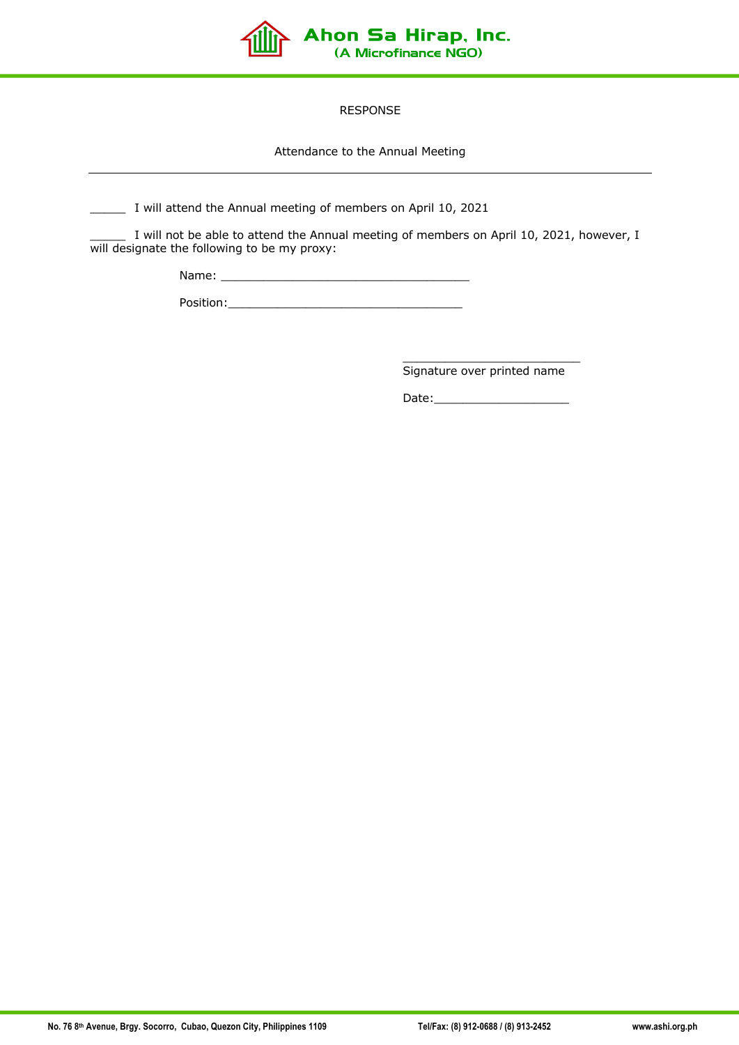Ahon Sa Hirap, Inc.
(A Microfinance NGO)

RESPONSE

Attendance to the Annual Meeting

---

_____ I will attend the Annual meeting of members on April 10, 2021

_____ I will not be able to attend the Annual meeting of members on April 10, 2021, however, I will designate the following to be my proxy:

Name: ____________________________________

Position:__________________________________

__________________________
Signature over printed name

Date:___________________

No. 76 8th Avenue, Brgy. Socorro, Cubao, Quezon City, Philippines 1109 Tel/Fax: (8) 912-0688 / (8) 913-2452 www.ashi.org.ph